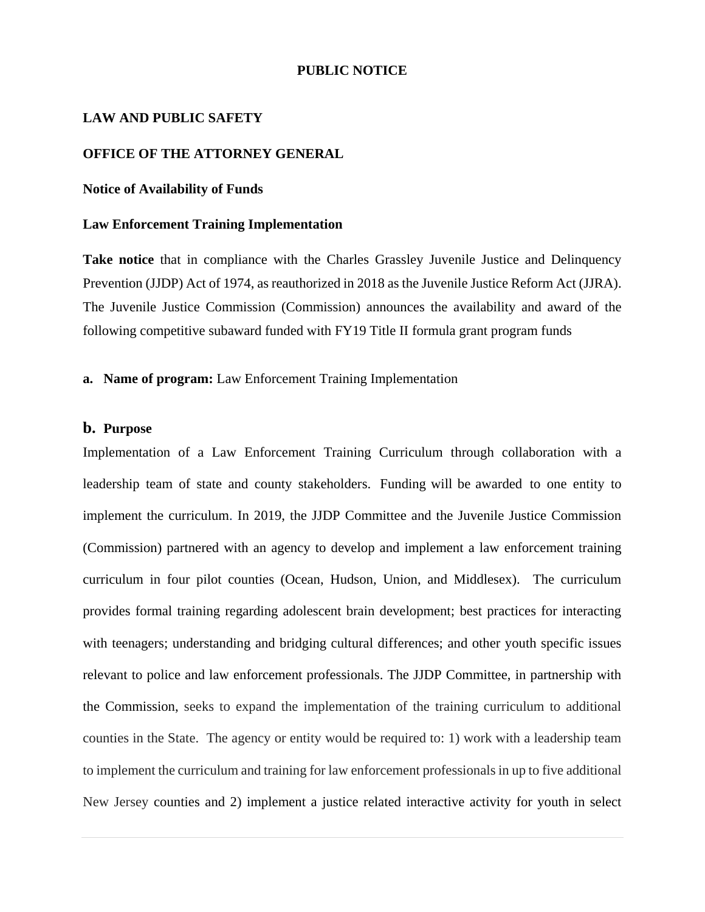**PUBLIC NOTICE**

**LAW AND PUBLIC SAFETY**

**OFFICE OF THE ATTORNEY GENERAL**

**Notice of Availability of Funds**

**Law Enforcement Training Implementation**

**Take notice** that in compliance with the Charles Grassley Juvenile Justice and Delinquency Prevention (JJDP) Act of 1974, as reauthorized in 2018 as the Juvenile Justice Reform Act (JJRA). The Juvenile Justice Commission (Commission) announces the availability and award of the following competitive subaward funded with FY19 Title II formula grant program funds

**a. Name of program:** Law Enforcement Training Implementation

**b. Purpose**

Implementation of a Law Enforcement Training Curriculum through collaboration with a leadership team of state and county stakeholders. Funding will be awarded to one entity to implement the curriculum. In 2019, the JJDP Committee and the Juvenile Justice Commission (Commission) partnered with an agency to develop and implement a law enforcement training curriculum in four pilot counties (Ocean, Hudson, Union, and Middlesex). The curriculum provides formal training regarding adolescent brain development; best practices for interacting with teenagers; understanding and bridging cultural differences; and other youth specific issues relevant to police and law enforcement professionals. The JJDP Committee, in partnership with the Commission, seeks to expand the implementation of the training curriculum to additional counties in the State. The agency or entity would be required to: 1) work with a leadership team to implement the curriculum and training for law enforcement professionals in up to five additional New Jersey counties and 2) implement a justice related interactive activity for youth in select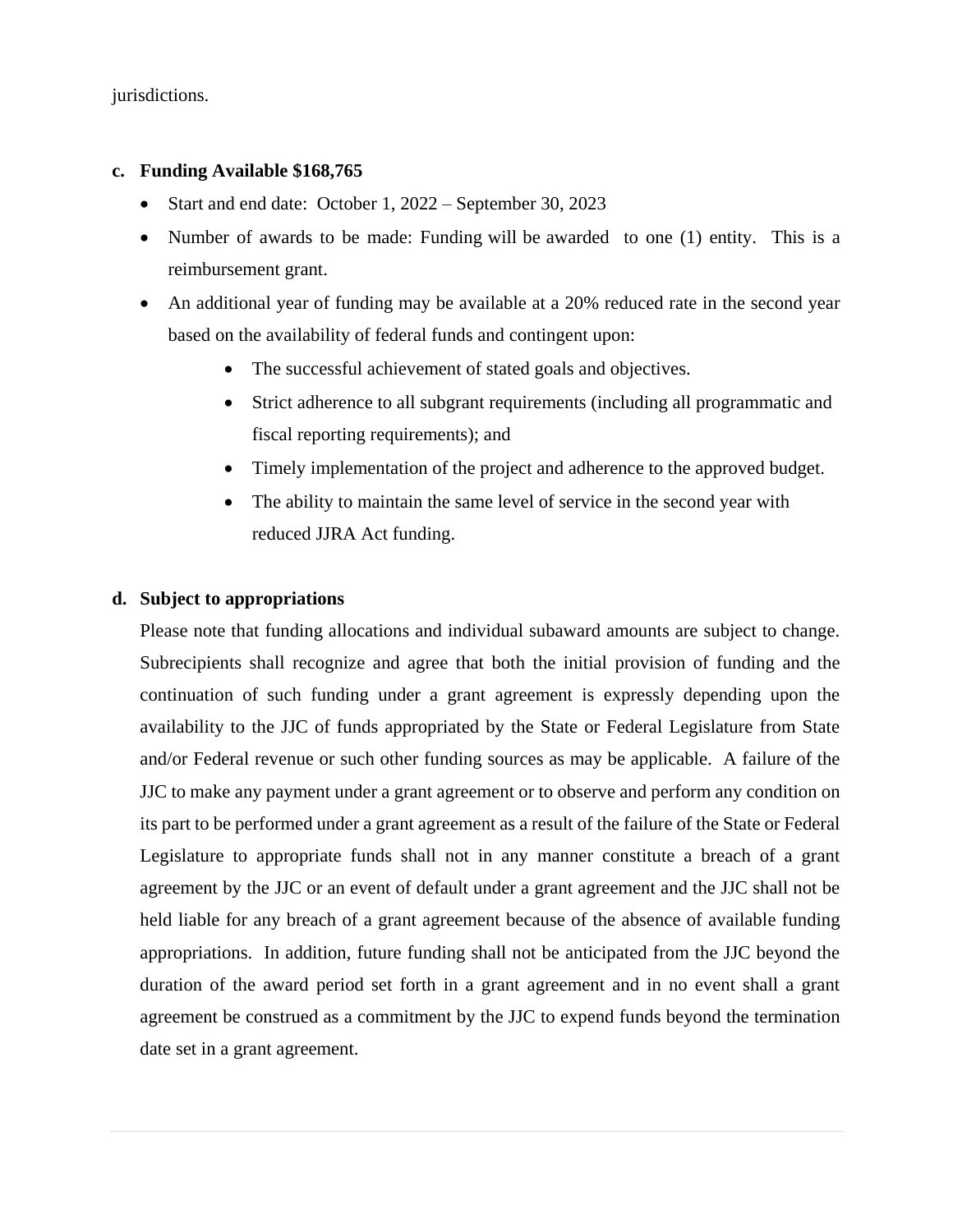jurisdictions.

**c. Funding Available $168,765**

- Start and end date: October 1, 2022 – September 30, 2023
- Number of awards to be made: Funding will be awarded to one (1) entity. This is a reimbursement grant.
- An additional year of funding may be available at a 20% reduced rate in the second year based on the availability of federal funds and contingent upon:
    - The successful achievement of stated goals and objectives.
    - Strict adherence to all subgrant requirements (including all programmatic and fiscal reporting requirements); and
    - Timely implementation of the project and adherence to the approved budget.
    - The ability to maintain the same level of service in the second year with reduced JJRA Act funding.

**d. Subject to appropriations**

Please note that funding allocations and individual subaward amounts are subject to change. Subrecipients shall recognize and agree that both the initial provision of funding and the continuation of such funding under a grant agreement is expressly depending upon the availability to the JJC of funds appropriated by the State or Federal Legislature from State and/or Federal revenue or such other funding sources as may be applicable. A failure of the JJC to make any payment under a grant agreement or to observe and perform any condition on its part to be performed under a grant agreement as a result of the failure of the State or Federal Legislature to appropriate funds shall not in any manner constitute a breach of a grant agreement by the JJC or an event of default under a grant agreement and the JJC shall not be held liable for any breach of a grant agreement because of the absence of available funding appropriations. In addition, future funding shall not be anticipated from the JJC beyond the duration of the award period set forth in a grant agreement and in no event shall a grant agreement be construed as a commitment by the JJC to expend funds beyond the termination date set in a grant agreement.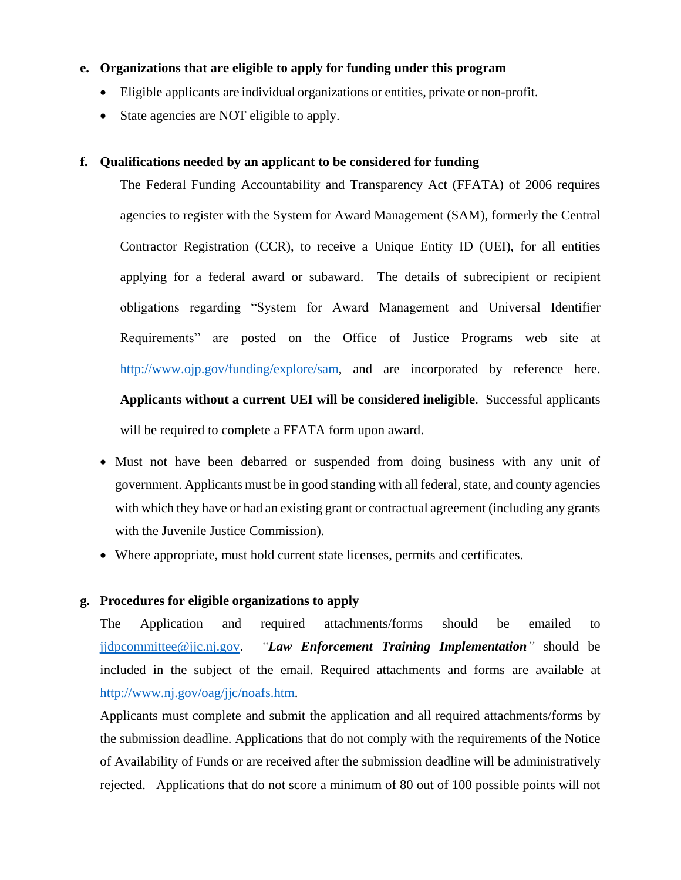**e. Organizations that are eligible to apply for funding under this program**

- Eligible applicants are individual organizations or entities, private or non-profit.
- State agencies are NOT eligible to apply.

**f. Qualifications needed by an applicant to be considered for funding**

The Federal Funding Accountability and Transparency Act (FFATA) of 2006 requires agencies to register with the System for Award Management (SAM), formerly the Central Contractor Registration (CCR), to receive a Unique Entity ID (UEI), for all entities applying for a federal award or subaward. The details of subrecipient or recipient obligations regarding "System for Award Management and Universal Identifier Requirements" are posted on the Office of Justice Programs web site at [http://www.ojp.gov/funding/explore/sam](http://www.ojp.gov/funding/explore/sam), and are incorporated by reference here. **Applicants without a current UEI will be considered ineligible**. Successful applicants will be required to complete a FFATA form upon award.

- Must not have been debarred or suspended from doing business with any unit of government. Applicants must be in good standing with all federal, state, and county agencies with which they have or had an existing grant or contractual agreement (including any grants with the Juvenile Justice Commission).
- Where appropriate, must hold current state licenses, permits and certificates.

**g. Procedures for eligible organizations to apply**

The Application and required attachments/forms should be emailed to [jjdpcommittee@jjc.nj.gov](mailto:jjdpcommittee@jjc.nj.gov). *"**Law Enforcement Training Implementation**"* should be included in the subject of the email. Required attachments and forms are available at [http://www.nj.gov/oag/jjc/noafs.htm](http://www.nj.gov/oag/jjc/noafs.htm).

Applicants must complete and submit the application and all required attachments/forms by the submission deadline. Applications that do not comply with the requirements of the Notice of Availability of Funds or are received after the submission deadline will be administratively rejected. Applications that do not score a minimum of 80 out of 100 possible points will not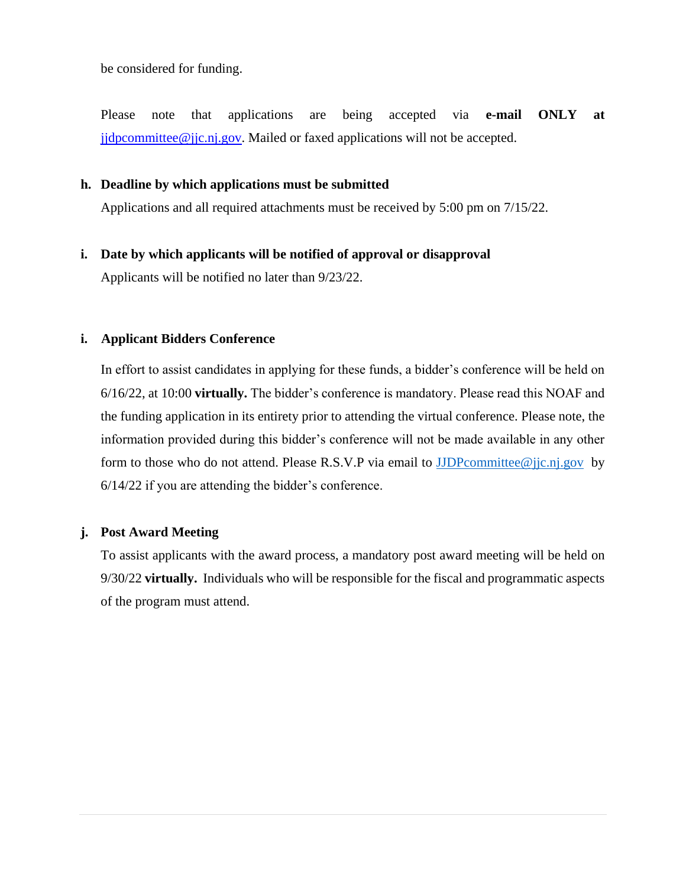be considered for funding.

Please note that applications are being accepted via **e-mail ONLY at** jjdpcommittee@jjc.nj.gov. Mailed or faxed applications will not be accepted.

**h. Deadline by which applications must be submitted**

Applications and all required attachments must be received by 5:00 pm on 7/15/22.

**i. Date by which applicants will be notified of approval or disapproval**

Applicants will be notified no later than 9/23/22.

**i. Applicant Bidders Conference**

In effort to assist candidates in applying for these funds, a bidder's conference will be held on 6/16/22, at 10:00 **virtually.** The bidder's conference is mandatory. Please read this NOAF and the funding application in its entirety prior to attending the virtual conference. Please note, the information provided during this bidder's conference will not be made available in any other form to those who do not attend. Please R.S.V.P via email to JJDPcommittee@jjc.nj.gov by 6/14/22 if you are attending the bidder's conference.

**j. Post Award Meeting**

To assist applicants with the award process, a mandatory post award meeting will be held on 9/30/22 **virtually.** Individuals who will be responsible for the fiscal and programmatic aspects of the program must attend.